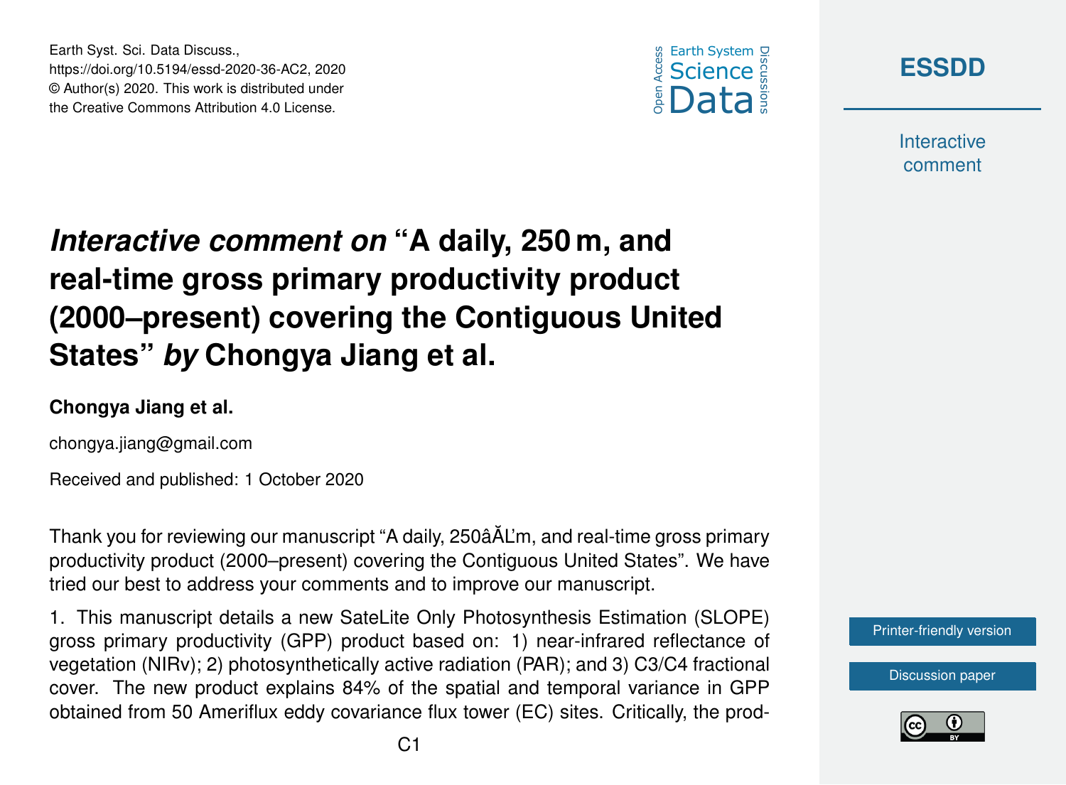Earth Syst. Sci. Data Discuss.,
https://doi.org/10.5194/essd-2020-36-AC2, 2020
© Author(s) 2020. This work is distributed under
the Creative Commons Attribution 4.0 License.

# *Interactive comment on* "A daily, 250 m, and real-time gross primary productivity product (2000–present) covering the Contiguous United States" *by* Chongya Jiang et al.

**Chongya Jiang et al.**

chongya.jiang@gmail.com

Received and published: 1 October 2020

Thank you for reviewing our manuscript "A daily, 250âĂĽm, and real-time gross primary productivity product (2000–present) covering the Contiguous United States". We have tried our best to address your comments and to improve our manuscript.

1. This manuscript details a new SateLite Only Photosynthesis Estimation (SLOPE) gross primary productivity (GPP) product based on: 1) near-infrared reflectance of vegetation (NIRv); 2) photosynthetically active radiation (PAR); and 3) C3/C4 fractional cover. The new product explains 84% of the spatial and temporal variance in GPP obtained from 50 Ameriflux eddy covariance flux tower (EC) sites. Critically, the prod-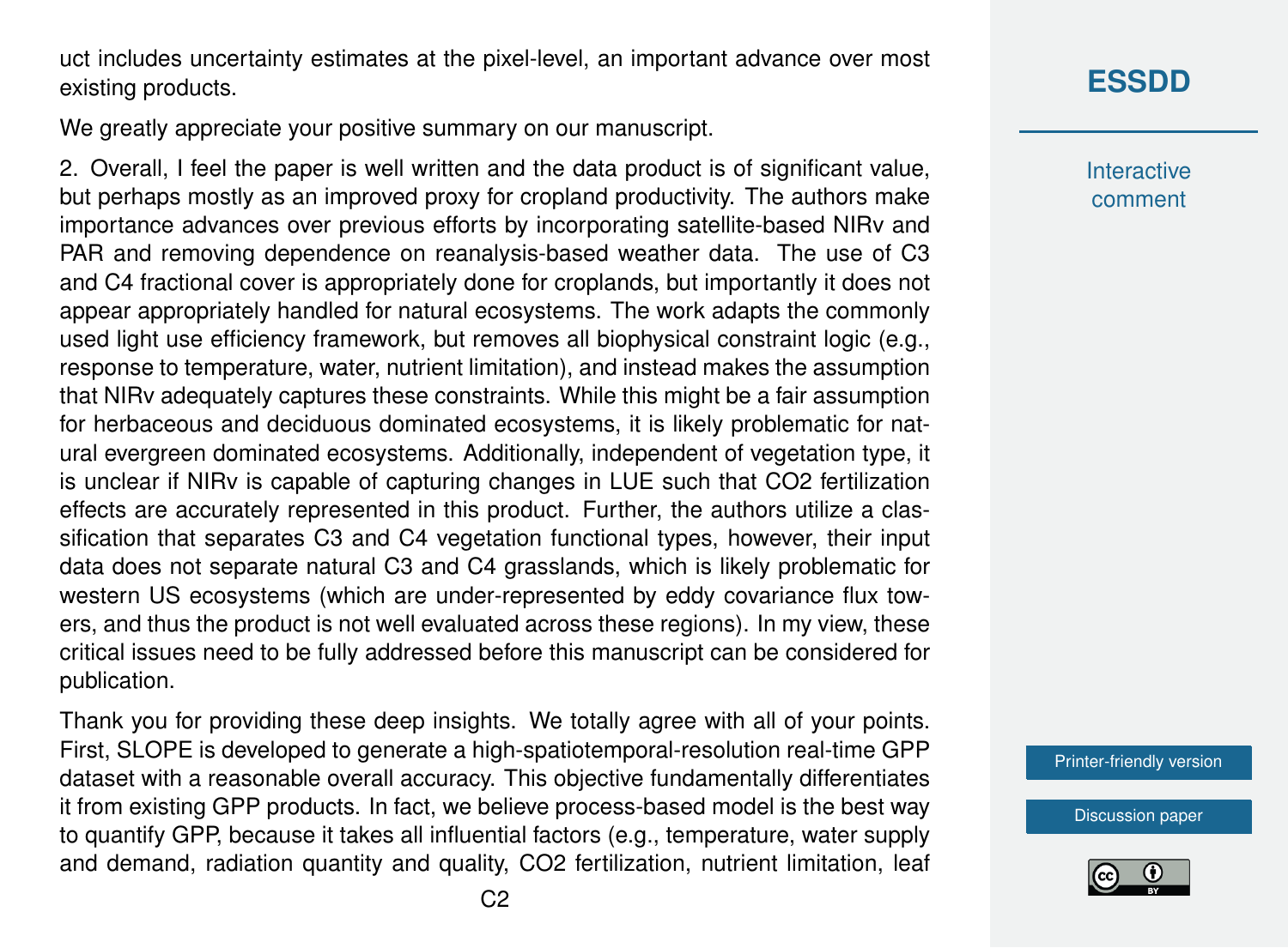uct includes uncertainty estimates at the pixel-level, an important advance over most existing products.

We greatly appreciate your positive summary on our manuscript.

2. Overall, I feel the paper is well written and the data product is of significant value, but perhaps mostly as an improved proxy for cropland productivity. The authors make importance advances over previous efforts by incorporating satellite-based NIRv and PAR and removing dependence on reanalysis-based weather data. The use of C3 and C4 fractional cover is appropriately done for croplands, but importantly it does not appear appropriately handled for natural ecosystems. The work adapts the commonly used light use efficiency framework, but removes all biophysical constraint logic (e.g., response to temperature, water, nutrient limitation), and instead makes the assumption that NIRv adequately captures these constraints. While this might be a fair assumption for herbaceous and deciduous dominated ecosystems, it is likely problematic for natural evergreen dominated ecosystems. Additionally, independent of vegetation type, it is unclear if NIRv is capable of capturing changes in LUE such that $CO_2$ fertilization effects are accurately represented in this product. Further, the authors utilize a classification that separates C3 and C4 vegetation functional types, however, their input data does not separate natural C3 and C4 grasslands, which is likely problematic for western US ecosystems (which are under-represented by eddy covariance flux towers, and thus the product is not well evaluated across these regions). In my view, these critical issues need to be fully addressed before this manuscript can be considered for publication.

Thank you for providing these deep insights. We totally agree with all of your points. First, SLOPE is developed to generate a high-spatiotemporal-resolution real-time GPP dataset with a reasonable overall accuracy. This objective fundamentally differentiates it from existing GPP products. In fact, we believe process-based model is the best way to quantify GPP, because it takes all influential factors (e.g., temperature, water supply and demand, radiation quantity and quality, $CO_2$ fertilization, nutrient limitation, leaf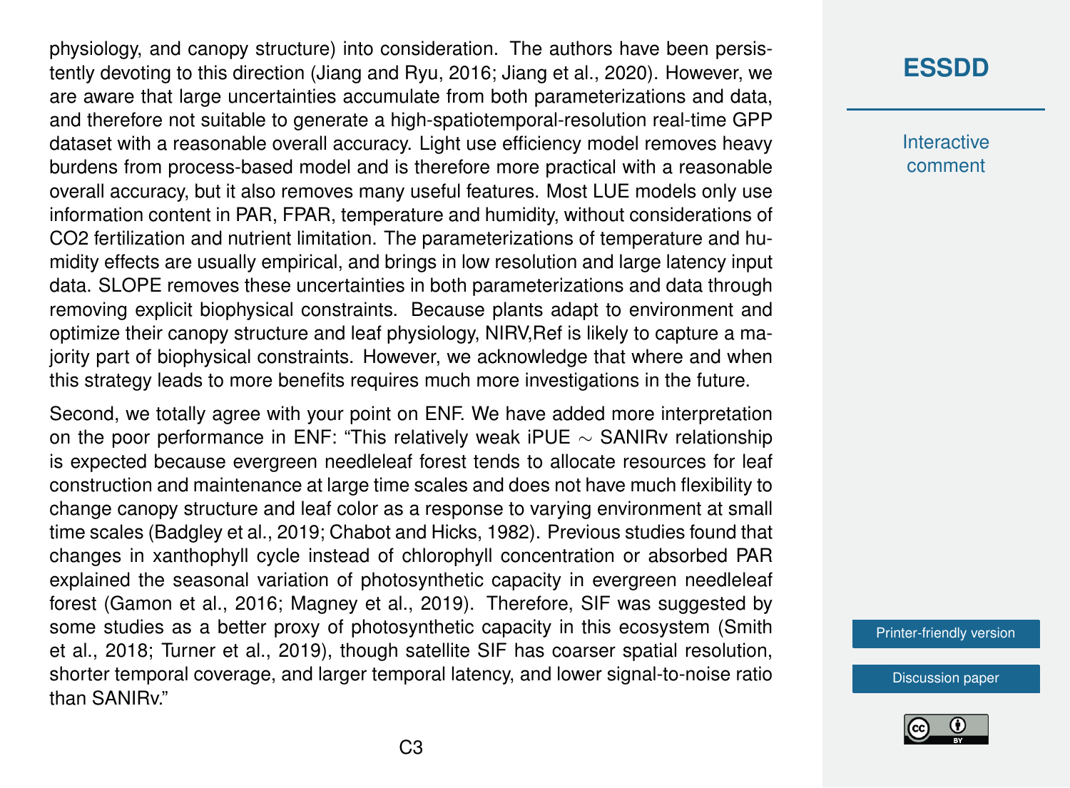physiology, and canopy structure) into consideration. The authors have been persistently devoting to this direction (Jiang and Ryu, 2016; Jiang et al., 2020). However, we are aware that large uncertainties accumulate from both parameterizations and data, and therefore not suitable to generate a high-spatiotemporal-resolution real-time GPP dataset with a reasonable overall accuracy. Light use efficiency model removes heavy burdens from process-based model and is therefore more practical with a reasonable overall accuracy, but it also removes many useful features. Most LUE models only use information content in PAR, FPAR, temperature and humidity, without considerations of $CO_2$ fertilization and nutrient limitation. The parameterizations of temperature and humidity effects are usually empirical, and brings in low resolution and large latency input data. SLOPE removes these uncertainties in both parameterizations and data through removing explicit biophysical constraints. Because plants adapt to environment and optimize their canopy structure and leaf physiology, $NIRV_{,Ref}$ is likely to capture a majority part of biophysical constraints. However, we acknowledge that where and when this strategy leads to more benefits requires much more investigations in the future.

Second, we totally agree with your point on ENF. We have added more interpretation on the poor performance in ENF: "This relatively weak iPUE $\sim$ SANIRv relationship is expected because evergreen needleleaf forest tends to allocate resources for leaf construction and maintenance at large time scales and does not have much flexibility to change canopy structure and leaf color as a response to varying environment at small time scales (Badgley et al., 2019; Chabot and Hicks, 1982). Previous studies found that changes in xanthophyll cycle instead of chlorophyll concentration or absorbed PAR explained the seasonal variation of photosynthetic capacity in evergreen needleleaf forest (Gamon et al., 2016; Magney et al., 2019). Therefore, SIF was suggested by some studies as a better proxy of photosynthetic capacity in this ecosystem (Smith et al., 2018; Turner et al., 2019), though satellite SIF has coarser spatial resolution, shorter temporal coverage, and larger temporal latency, and lower signal-to-noise ratio than SANIRv."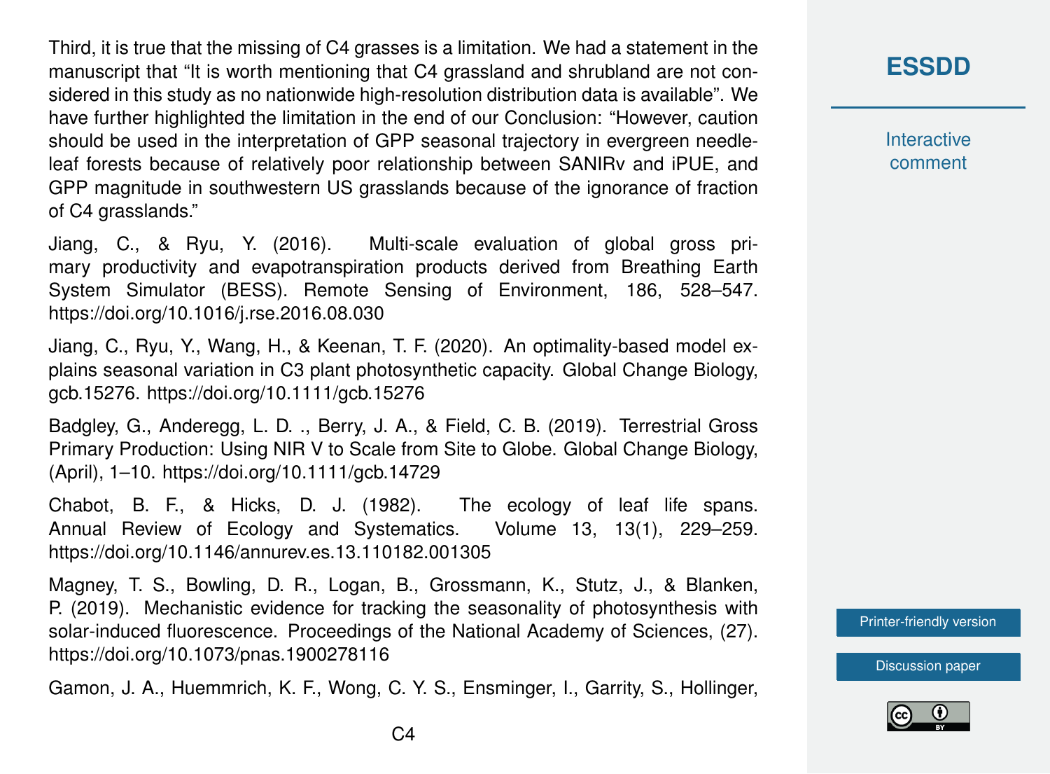Third, it is true that the missing of C4 grasses is a limitation. We had a statement in the manuscript that "It is worth mentioning that C4 grassland and shrubland are not considered in this study as no nationwide high-resolution distribution data is available". We have further highlighted the limitation in the end of our Conclusion: "However, caution should be used in the interpretation of GPP seasonal trajectory in evergreen needleleaf forests because of relatively poor relationship between SANIRv and iPUE, and GPP magnitude in southwestern US grasslands because of the ignorance of fraction of C4 grasslands."

Jiang, C., & Ryu, Y. (2016). Multi-scale evaluation of global gross primary productivity and evapotranspiration products derived from Breathing Earth System Simulator (BESS). Remote Sensing of Environment, 186, 528–547. https://doi.org/10.1016/j.rse.2016.08.030

Jiang, C., Ryu, Y., Wang, H., & Keenan, T. F. (2020). An optimality-based model explains seasonal variation in C3 plant photosynthetic capacity. Global Change Biology, gcb.15276. https://doi.org/10.1111/gcb.15276

Badgley, G., Anderegg, L. D. ., Berry, J. A., & Field, C. B. (2019). Terrestrial Gross Primary Production: Using NIR V to Scale from Site to Globe. Global Change Biology, (April), 1–10. https://doi.org/10.1111/gcb.14729

Chabot, B. F., & Hicks, D. J. (1982). The ecology of leaf life spans. Annual Review of Ecology and Systematics. Volume 13, 13(1), 229–259. https://doi.org/10.1146/annurev.es.13.110182.001305

Magney, T. S., Bowling, D. R., Logan, B., Grossmann, K., Stutz, J., & Blanken, P. (2019). Mechanistic evidence for tracking the seasonality of photosynthesis with solar-induced fluorescence. Proceedings of the National Academy of Sciences, (27). https://doi.org/10.1073/pnas.1900278116

Gamon, J. A., Huemmrich, K. F., Wong, C. Y. S., Ensminger, I., Garrity, S., Hollinger,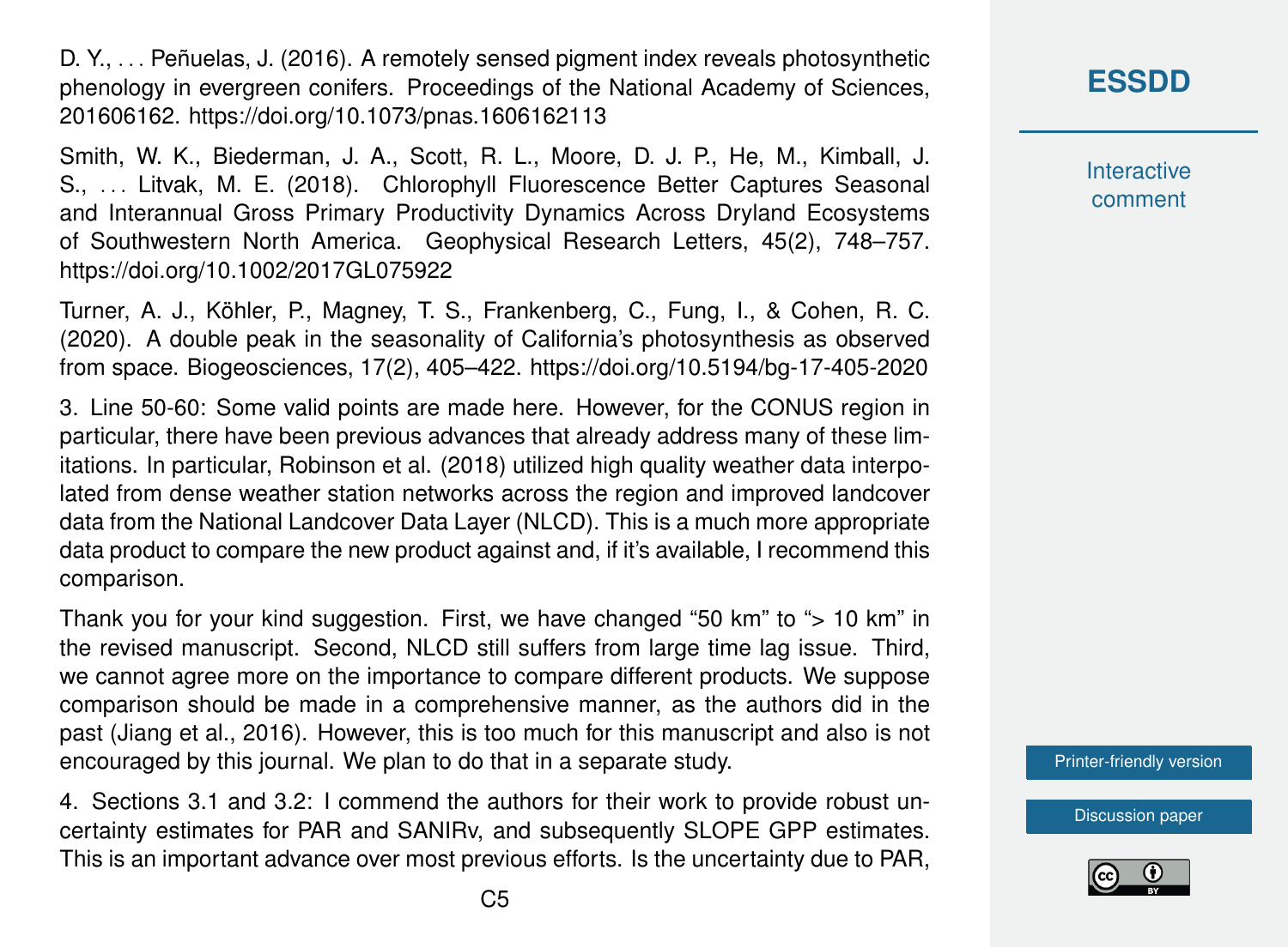D. Y., . . . Peñuelas, J. (2016). A remotely sensed pigment index reveals photosynthetic phenology in evergreen conifers. Proceedings of the National Academy of Sciences, 201606162. https://doi.org/10.1073/pnas.1606162113

Smith, W. K., Biederman, J. A., Scott, R. L., Moore, D. J. P., He, M., Kimball, J. S., . . . Litvak, M. E. (2018). Chlorophyll Fluorescence Better Captures Seasonal and Interannual Gross Primary Productivity Dynamics Across Dryland Ecosystems of Southwestern North America. Geophysical Research Letters, 45(2), 748–757. https://doi.org/10.1002/2017GL075922

Turner, A. J., Köhler, P., Magney, T. S., Frankenberg, C., Fung, I., & Cohen, R. C. (2020). A double peak in the seasonality of California's photosynthesis as observed from space. Biogeosciences, 17(2), 405–422. https://doi.org/10.5194/bg-17-405-2020

3. Line 50-60: Some valid points are made here. However, for the CONUS region in particular, there have been previous advances that already address many of these limitations. In particular, Robinson et al. (2018) utilized high quality weather data interpolated from dense weather station networks across the region and improved landcover data from the National Landcover Data Layer (NLCD). This is a much more appropriate data product to compare the new product against and, if it's available, I recommend this comparison.

Thank you for your kind suggestion. First, we have changed "50 km" to "> 10 km" in the revised manuscript. Second, NLCD still suffers from large time lag issue. Third, we cannot agree more on the importance to compare different products. We suppose comparison should be made in a comprehensive manner, as the authors did in the past (Jiang et al., 2016). However, this is too much for this manuscript and also is not encouraged by this journal. We plan to do that in a separate study.

4. Sections 3.1 and 3.2: I commend the authors for their work to provide robust uncertainty estimates for PAR and SANIRv, and subsequently SLOPE GPP estimates. This is an important advance over most previous efforts. Is the uncertainty due to PAR,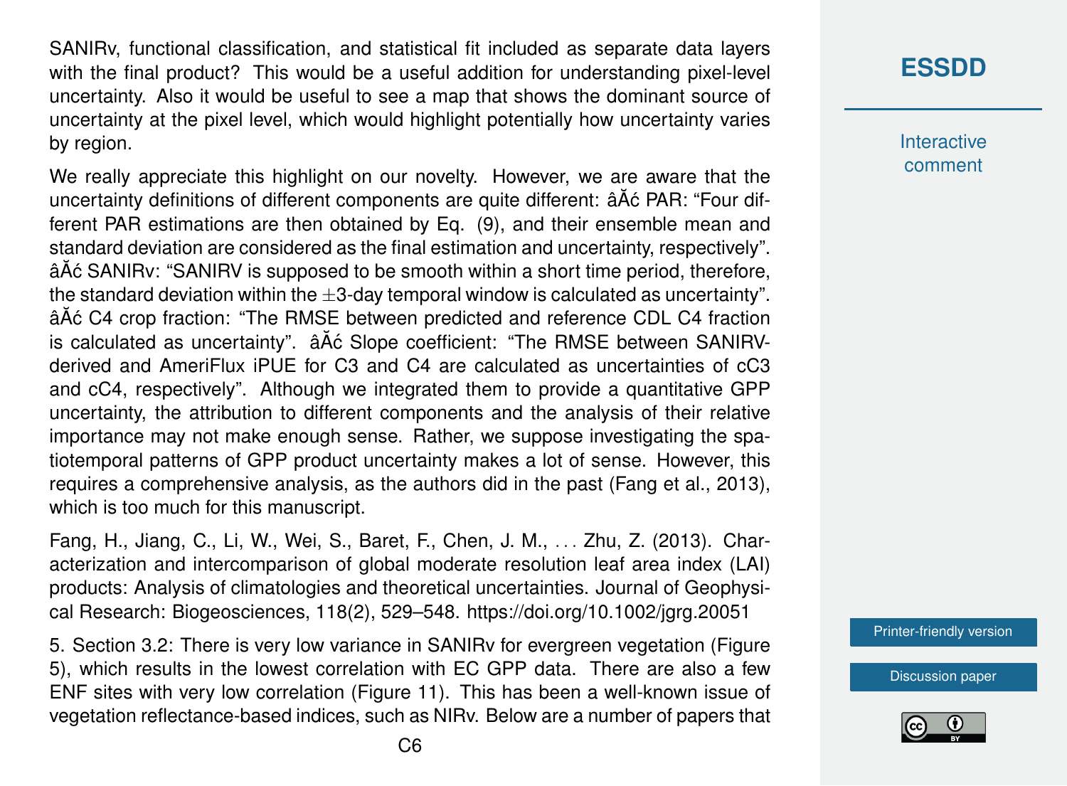SANIRv, functional classification, and statistical fit included as separate data layers with the final product? This would be a useful addition for understanding pixel-level uncertainty. Also it would be useful to see a map that shows the dominant source of uncertainty at the pixel level, which would highlight potentially how uncertainty varies by region.

We really appreciate this highlight on our novelty. However, we are aware that the uncertainty definitions of different components are quite different: âĂć PAR: "Four different PAR estimations are then obtained by Eq. (9), and their ensemble mean and standard deviation are considered as the final estimation and uncertainty, respectively". âĂć SANIRv: "SANIRV is supposed to be smooth within a short time period, therefore, the standard deviation within the ±3-day temporal window is calculated as uncertainty". âĂć C4 crop fraction: "The RMSE between predicted and reference CDL C4 fraction is calculated as uncertainty". âĂć Slope coefficient: "The RMSE between SANIRV-derived and AmeriFlux iPUE for C3 and C4 are calculated as uncertainties of cC3 and cC4, respectively". Although we integrated them to provide a quantitative GPP uncertainty, the attribution to different components and the analysis of their relative importance may not make enough sense. Rather, we suppose investigating the spatiotemporal patterns of GPP product uncertainty makes a lot of sense. However, this requires a comprehensive analysis, as the authors did in the past (Fang et al., 2013), which is too much for this manuscript.

Fang, H., Jiang, C., Li, W., Wei, S., Baret, F., Chen, J. M., . . . Zhu, Z. (2013). Characterization and intercomparison of global moderate resolution leaf area index (LAI) products: Analysis of climatologies and theoretical uncertainties. Journal of Geophysical Research: Biogeosciences, 118(2), 529–548. https://doi.org/10.1002/jgrg.20051

5. Section 3.2: There is very low variance in SANIRv for evergreen vegetation (Figure 5), which results in the lowest correlation with EC GPP data. There are also a few ENF sites with very low correlation (Figure 11). This has been a well-known issue of vegetation reflectance-based indices, such as NIRv. Below are a number of papers that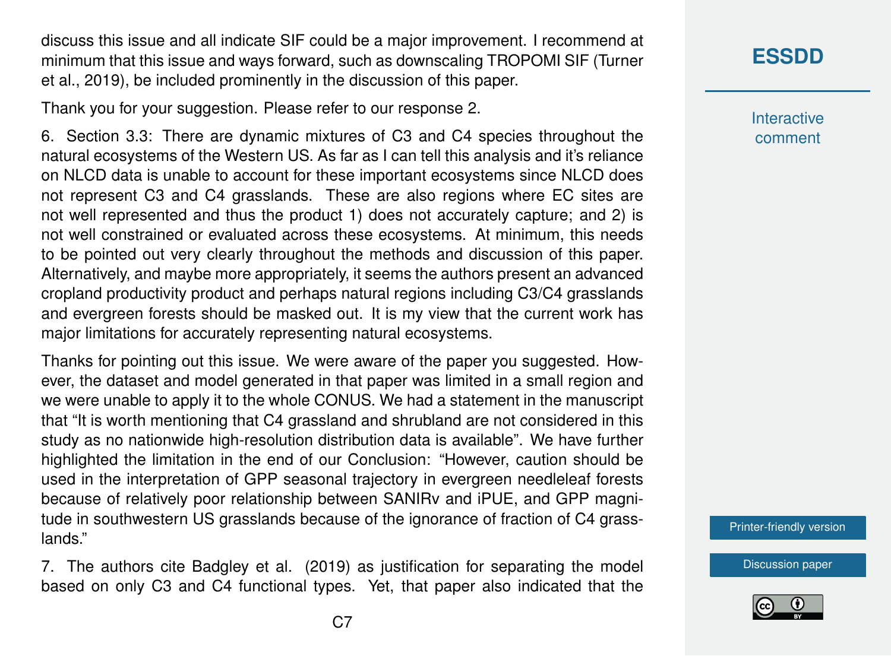discuss this issue and all indicate SIF could be a major improvement. I recommend at minimum that this issue and ways forward, such as downscaling TROPOMI SIF (Turner et al., 2019), be included prominently in the discussion of this paper.

Thank you for your suggestion. Please refer to our response 2.

6. Section 3.3: There are dynamic mixtures of C3 and C4 species throughout the natural ecosystems of the Western US. As far as I can tell this analysis and it's reliance on NLCD data is unable to account for these important ecosystems since NLCD does not represent C3 and C4 grasslands. These are also regions where EC sites are not well represented and thus the product 1) does not accurately capture; and 2) is not well constrained or evaluated across these ecosystems. At minimum, this needs to be pointed out very clearly throughout the methods and discussion of this paper. Alternatively, and maybe more appropriately, it seems the authors present an advanced cropland productivity product and perhaps natural regions including C3/C4 grasslands and evergreen forests should be masked out. It is my view that the current work has major limitations for accurately representing natural ecosystems.

Thanks for pointing out this issue. We were aware of the paper you suggested. However, the dataset and model generated in that paper was limited in a small region and we were unable to apply it to the whole CONUS. We had a statement in the manuscript that "It is worth mentioning that C4 grassland and shrubland are not considered in this study as no nationwide high-resolution distribution data is available". We have further highlighted the limitation in the end of our Conclusion: "However, caution should be used in the interpretation of GPP seasonal trajectory in evergreen needleleaf forests because of relatively poor relationship between SANIRv and iPUE, and GPP magnitude in southwestern US grasslands because of the ignorance of fraction of C4 grasslands."

7. The authors cite Badgley et al. (2019) as justification for separating the model based on only C3 and C4 functional types. Yet, that paper also indicated that the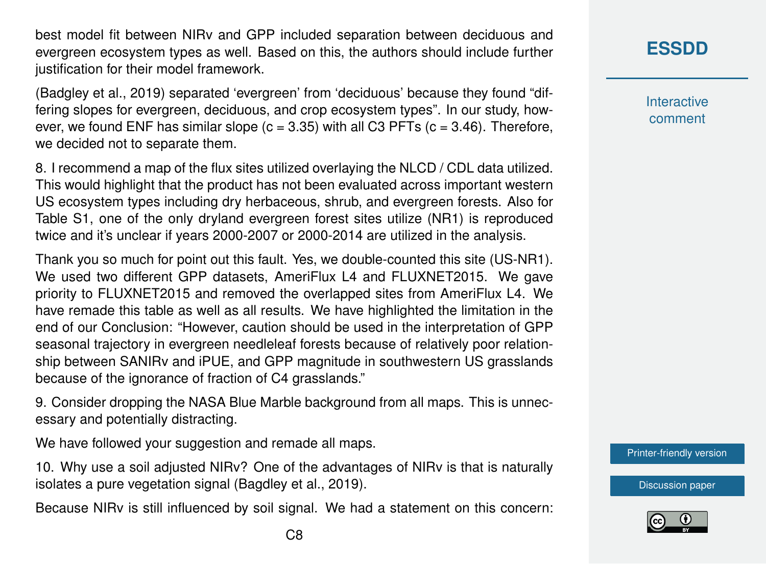best model fit between NIRv and GPP included separation between deciduous and evergreen ecosystem types as well. Based on this, the authors should include further justification for their model framework.

(Badgley et al., 2019) separated 'evergreen' from 'deciduous' because they found "differing slopes for evergreen, deciduous, and crop ecosystem types". In our study, however, we found ENF has similar slope ($c = 3.35$) with all C3 PFTs ($c = 3.46$). Therefore, we decided not to separate them.

8. I recommend a map of the flux sites utilized overlaying the NLCD / CDL data utilized. This would highlight that the product has not been evaluated across important western US ecosystem types including dry herbaceous, shrub, and evergreen forests. Also for Table S1, one of the only dryland evergreen forest sites utilize (NR1) is reproduced twice and it's unclear if years 2000-2007 or 2000-2014 are utilized in the analysis.

Thank you so much for point out this fault. Yes, we double-counted this site (US-NR1). We used two different GPP datasets, AmeriFlux L4 and FLUXNET2015. We gave priority to FLUXNET2015 and removed the overlapped sites from AmeriFlux L4. We have remade this table as well as all results. We have highlighted the limitation in the end of our Conclusion: "However, caution should be used in the interpretation of GPP seasonal trajectory in evergreen needleleaf forests because of relatively poor relationship between SANIRv and iPUE, and GPP magnitude in southwestern US grasslands because of the ignorance of fraction of C4 grasslands."

9. Consider dropping the NASA Blue Marble background from all maps. This is unnecessary and potentially distracting.

We have followed your suggestion and remade all maps.

10. Why use a soil adjusted NIRv? One of the advantages of NIRv is that is naturally isolates a pure vegetation signal (Bagdley et al., 2019).

Because NIRv is still influenced by soil signal. We had a statement on this concern: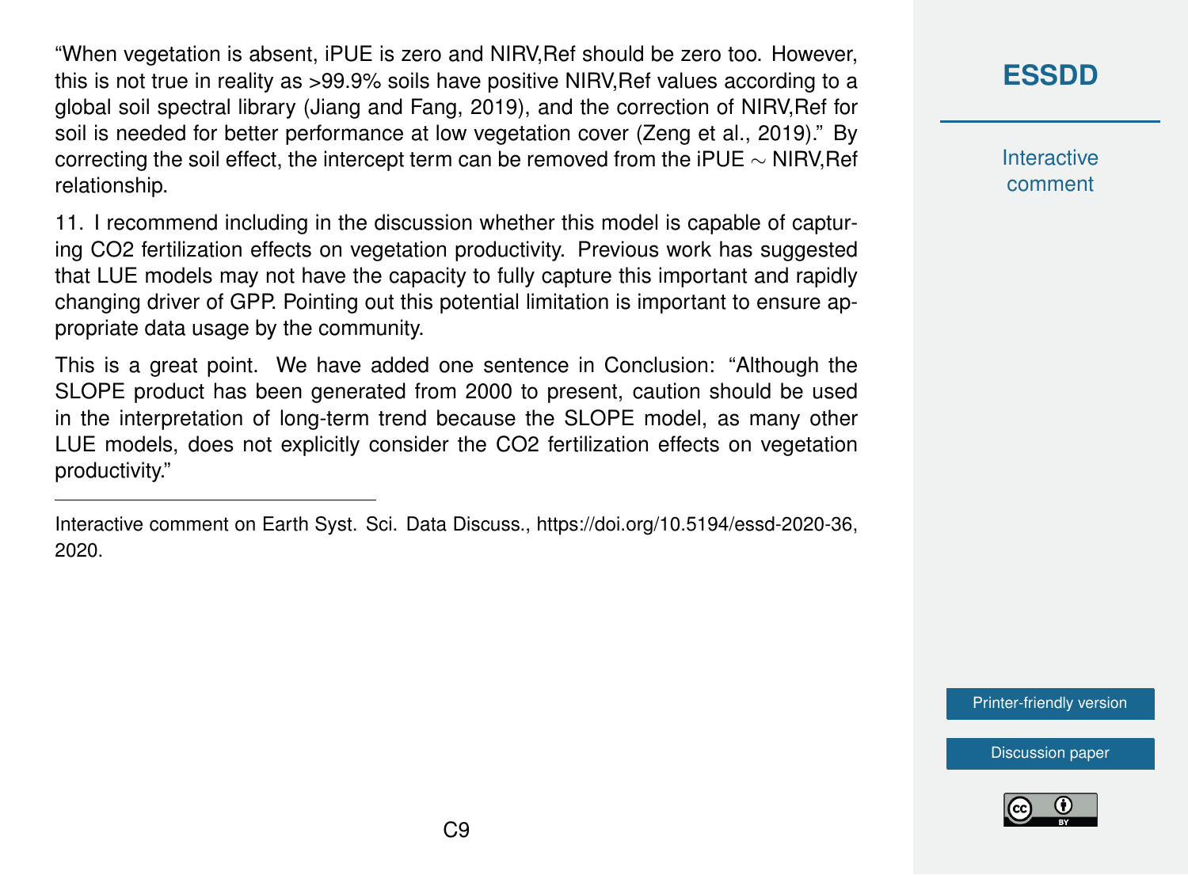“When vegetation is absent, iPUE is zero and $NIR_{V,Ref}$ should be zero too. However, this is not true in reality as >99.9% soils have positive $NIR_{V,Ref}$ values according to a global soil spectral library (Jiang and Fang, 2019), and the correction of $NIR_{V,Ref}$ for soil is needed for better performance at low vegetation cover (Zeng et al., 2019).” By correcting the soil effect, the intercept term can be removed from the iPUE $\sim$ $NIR_{V,Ref}$ relationship.

11. I recommend including in the discussion whether this model is capable of capturing $CO_2$ fertilization effects on vegetation productivity. Previous work has suggested that LUE models may not have the capacity to fully capture this important and rapidly changing driver of GPP. Pointing out this potential limitation is important to ensure appropriate data usage by the community.

This is a great point. We have added one sentence in Conclusion: “Although the SLOPE product has been generated from 2000 to present, caution should be used in the interpretation of long-term trend because the SLOPE model, as many other LUE models, does not explicitly consider the $CO_2$ fertilization effects on vegetation productivity.”

---

Interactive comment on Earth Syst. Sci. Data Discuss., https://doi.org/10.5194/essd-2020-36, 2020.